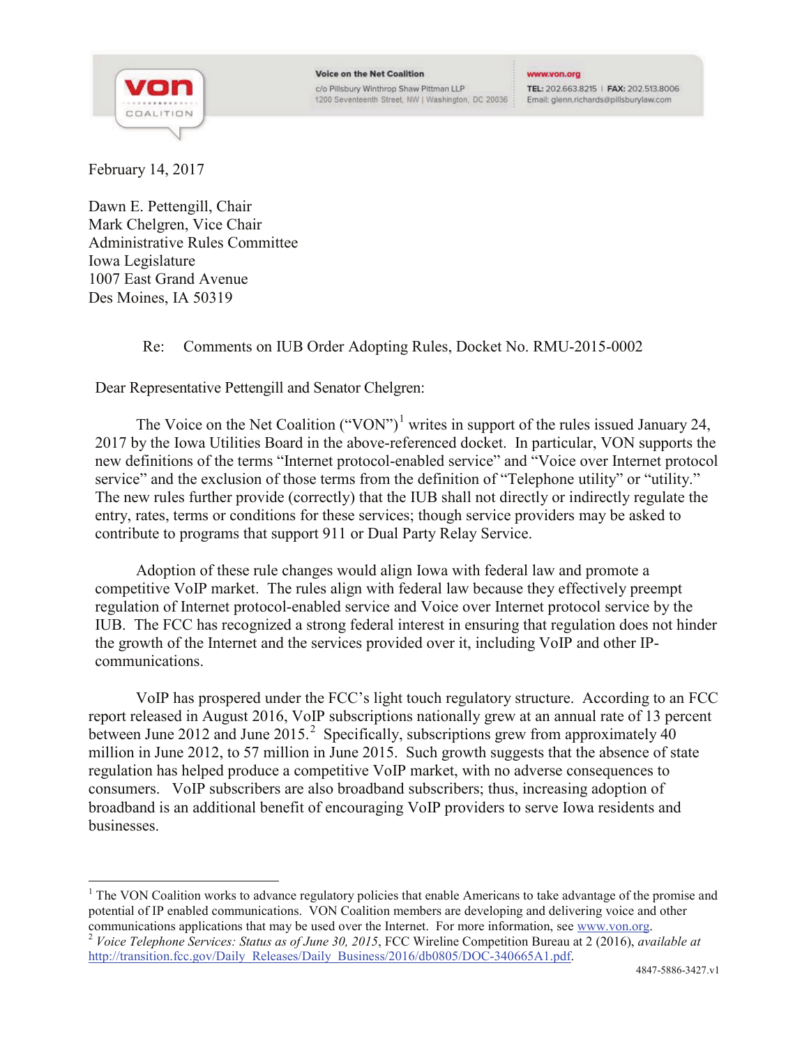**Voice on the Net Coalition**
c/o Pillsbury Winthrop Shaw Pittman LLP
1200 Seventeenth Street, NW | Washington, DC 20036

www.von.org
TEL: 202.663.8215 | FAX: 202.513.8006
Email: glenn.richards@pillsburylaw.com

February 14, 2017

Dawn E. Pettengill, Chair
Mark Chelgren, Vice Chair
Administrative Rules Committee
Iowa Legislature
1007 East Grand Avenue
Des Moines, IA 50319

Re: Comments on IUB Order Adopting Rules, Docket No. RMU-2015-0002

Dear Representative Pettengill and Senator Chelgren:

The Voice on the Net Coalition ("VON")[1] writes in support of the rules issued January 24, 2017 by the Iowa Utilities Board in the above-referenced docket. In particular, VON supports the new definitions of the terms "Internet protocol-enabled service" and "Voice over Internet protocol service" and the exclusion of those terms from the definition of "Telephone utility" or "utility." The new rules further provide (correctly) that the IUB shall not directly or indirectly regulate the entry, rates, terms or conditions for these services; though service providers may be asked to contribute to programs that support 911 or Dual Party Relay Service.

Adoption of these rule changes would align Iowa with federal law and promote a competitive VoIP market. The rules align with federal law because they effectively preempt regulation of Internet protocol-enabled service and Voice over Internet protocol service by the IUB. The FCC has recognized a strong federal interest in ensuring that regulation does not hinder the growth of the Internet and the services provided over it, including VoIP and other IP-communications.

VoIP has prospered under the FCC's light touch regulatory structure. According to an FCC report released in August 2016, VoIP subscriptions nationally grew at an annual rate of 13 percent between June 2012 and June 2015.[2] Specifically, subscriptions grew from approximately 40 million in June 2012, to 57 million in June 2015. Such growth suggests that the absence of state regulation has helped produce a competitive VoIP market, with no adverse consequences to consumers. VoIP subscribers are also broadband subscribers; thus, increasing adoption of broadband is an additional benefit of encouraging VoIP providers to serve Iowa residents and businesses.

---

[1] The VON Coalition works to advance regulatory policies that enable Americans to take advantage of the promise and potential of IP enabled communications. VON Coalition members are developing and delivering voice and other communications applications that may be used over the Internet. For more information, see www.von.org.

[2] *Voice Telephone Services: Status as of June 30, 2015*, FCC Wireline Competition Bureau at 2 (2016), *available at* http://transition.fcc.gov/Daily_Releases/Daily_Business/2016/db0805/DOC-340665A1.pdf.

4847-5886-3427.v1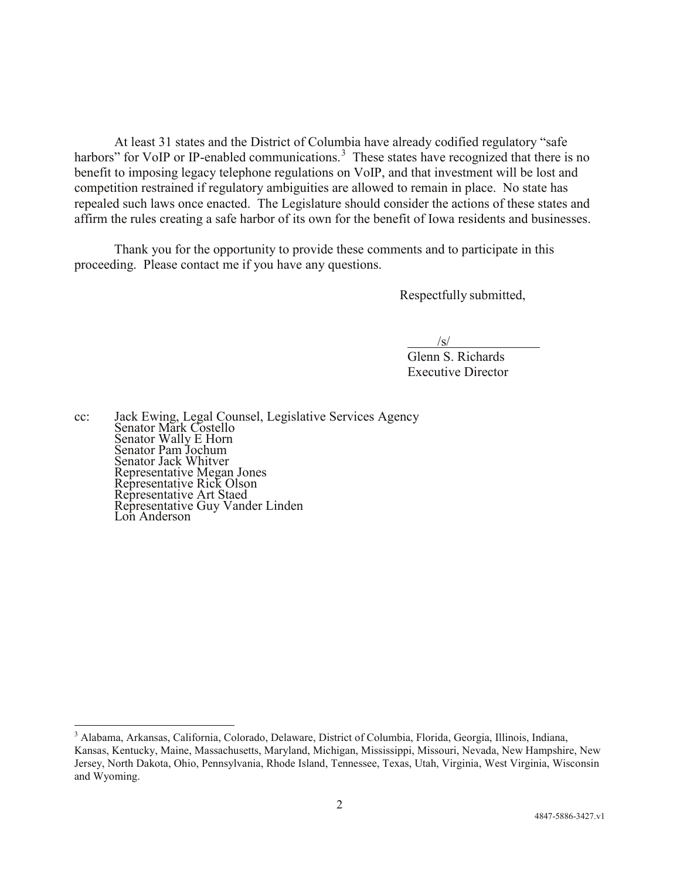At least 31 states and the District of Columbia have already codified regulatory "safe harbors" for VoIP or IP-enabled communications.[3] These states have recognized that there is no benefit to imposing legacy telephone regulations on VoIP, and that investment will be lost and competition restrained if regulatory ambiguities are allowed to remain in place. No state has repealed such laws once enacted. The Legislature should consider the actions of these states and affirm the rules creating a safe harbor of its own for the benefit of Iowa residents and businesses.

Thank you for the opportunity to provide these comments and to participate in this proceeding. Please contact me if you have any questions.

Respectfully submitted,

/s/

Glenn S. Richards
Executive Director

cc: Jack Ewing, Legal Counsel, Legislative Services Agency
Senator Mark Costello
Senator Wally E Horn
Senator Pam Jochum
Senator Jack Whitver
Representative Megan Jones
Representative Rick Olson
Representative Art Staed
Representative Guy Vander Linden
Lon Anderson

[3] Alabama, Arkansas, California, Colorado, Delaware, District of Columbia, Florida, Georgia, Illinois, Indiana, Kansas, Kentucky, Maine, Massachusetts, Maryland, Michigan, Mississippi, Missouri, Nevada, New Hampshire, New Jersey, North Dakota, Ohio, Pennsylvania, Rhode Island, Tennessee, Texas, Utah, Virginia, West Virginia, Wisconsin and Wyoming.

4847-5886-3427.v1